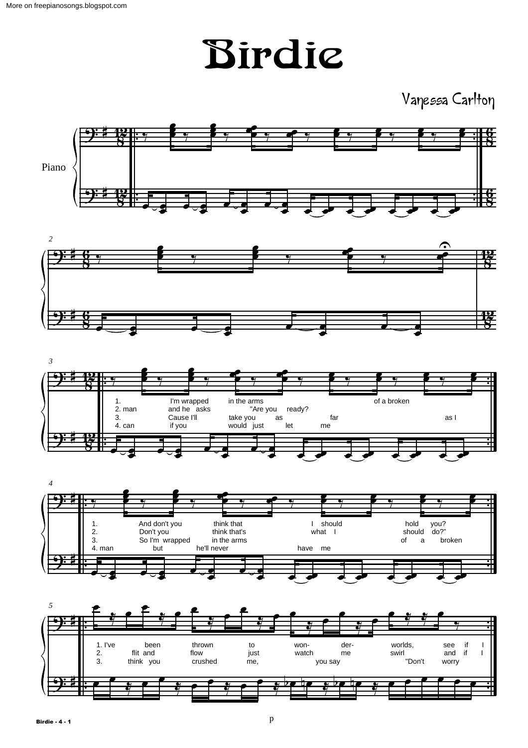# Birdie

Vanessa Carlton

Piano

1. I'm wrapped in the arms of a broken
2. man and he asks "Are you ready?
3. Cause I'll take you as far as I
4. can if you would just let me

1. And don't you think that I should hold you?
2. Don't you think that's what I should do?"
3. So I'm wrapped in the arms of a broken
4. man but he'll never have me

1. I've been thrown to won- der- worlds, see if I
2. flit and flow just watch me swirl and if I
3. think you crushed me, you say "Don't worry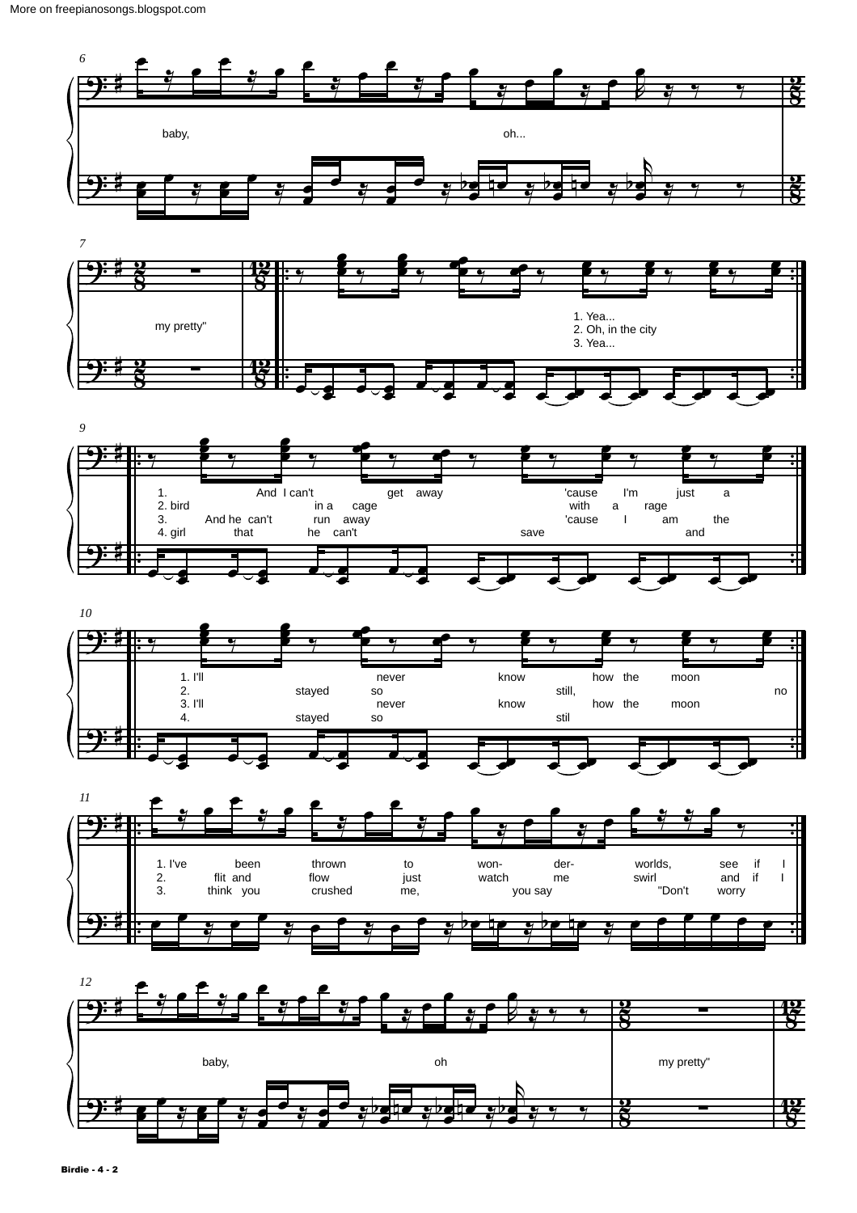6

baby, oh...

7

my pretty"

1. Yea...
2. Oh, in the city
3. Yea...

9

1. And I can't get away 'cause I'm just a
2. bird in a cage with a rage
3. And he can't run away 'cause I am the
4. girl that he can't save and

10

1. I'll never know how the moon
2. stayed so still, no
3. I'll never know how the moon
4. stayed so stil

11

1. I've been thrown to won- der- worlds, see if I
2. flit and flow just watch me swirl and if I
3. think you crushed me, you say "Don't worry

12

baby, oh my pretty"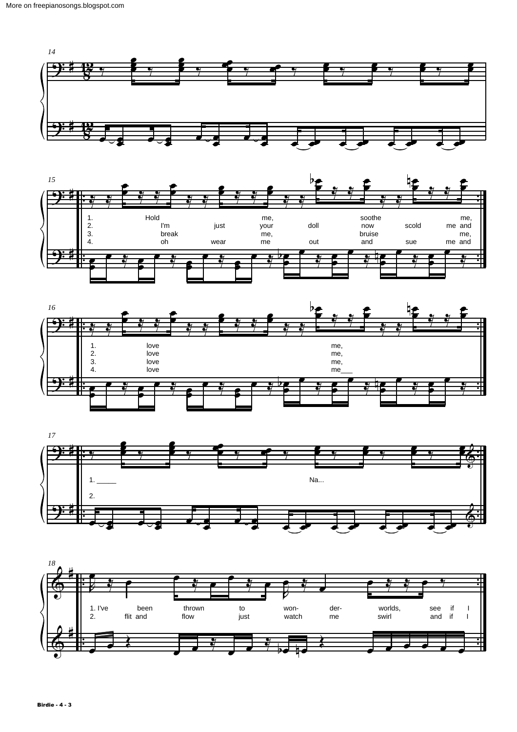More on freepianosongs.blogspot.com

14

15

1. Hold me, soothe me,
2. I'm just your doll now scold me and
3. break me, bruise me,
4. oh wear me out and sue me and

16

1. love me,
2. love me,
3. love me,
4. love me___

17

1. _____ Na...
2.

18

1. I've been thrown to won- der- worlds, see if I
2. flit and flow just watch me swirl and if I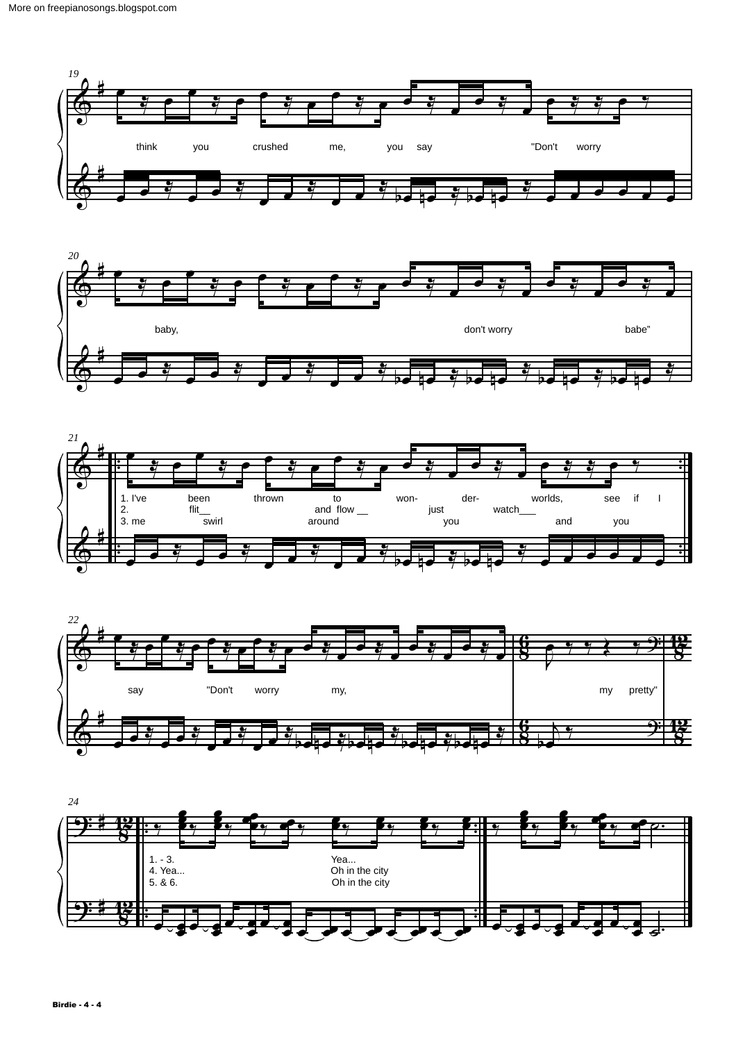19

think you crushed me, you say "Don't worry

20

baby, don't worry babe"

21

1. I've been thrown to won- der- worlds, see if I
2. flit__ and flow __ just watch___
3. me swirl around you and you

22

say "Don't worry my, my pretty"

24

1. - 3. Yea...
4. Yea... Oh in the city
5. & 6. Oh in the city